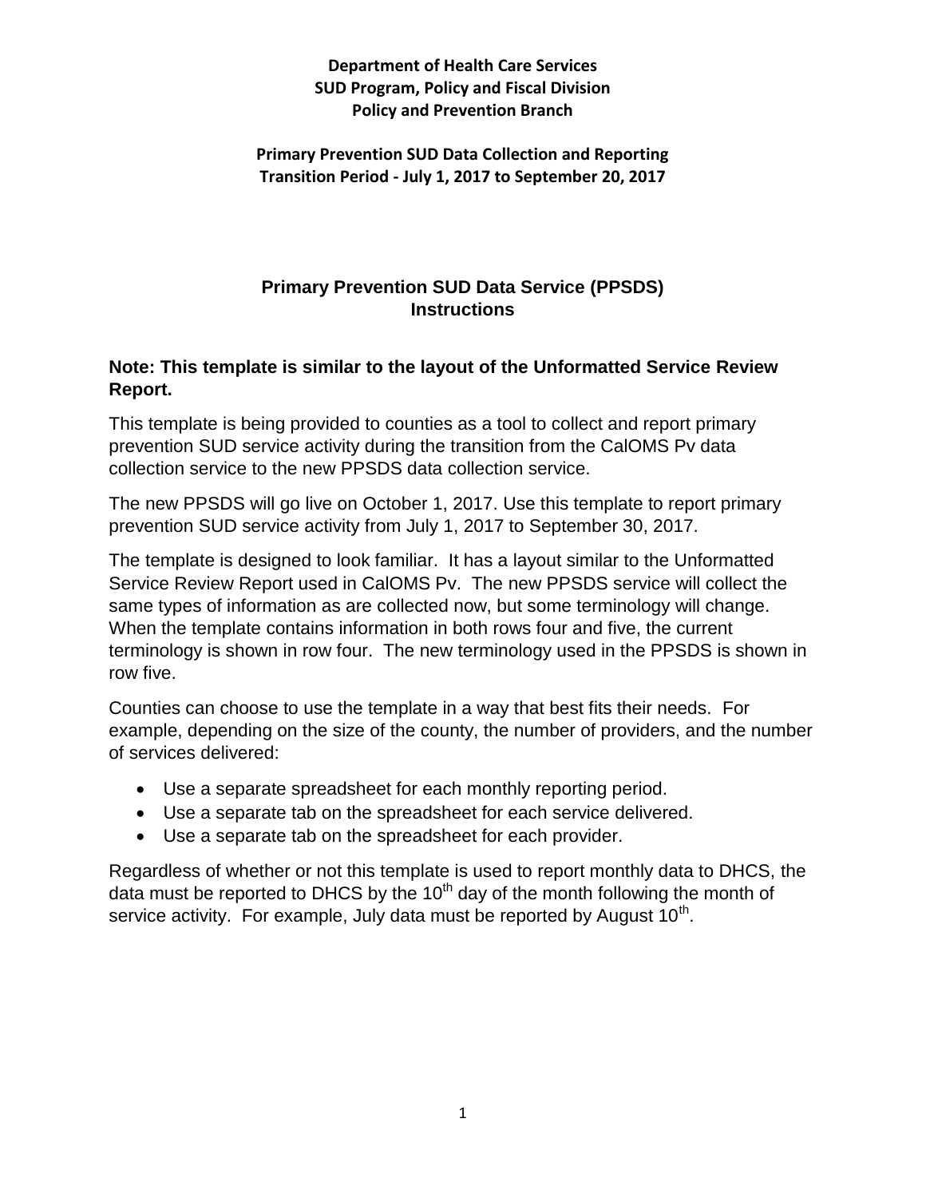**Department of Health Care Services**
**SUD Program, Policy and Fiscal Division**
**Policy and Prevention Branch**

**Primary Prevention SUD Data Collection and Reporting**
**Transition Period - July 1, 2017 to September 20, 2017**

# Primary Prevention SUD Data Service (PPSDS) Instructions

**Note: This template is similar to the layout of the Unformatted Service Review Report.**

This template is being provided to counties as a tool to collect and report primary prevention SUD service activity during the transition from the CalOMS Pv data collection service to the new PPSDS data collection service.

The new PPSDS will go live on October 1, 2017. Use this template to report primary prevention SUD service activity from July 1, 2017 to September 30, 2017.

The template is designed to look familiar. It has a layout similar to the Unformatted Service Review Report used in CalOMS Pv. The new PPSDS service will collect the same types of information as are collected now, but some terminology will change. When the template contains information in both rows four and five, the current terminology is shown in row four. The new terminology used in the PPSDS is shown in row five.

Counties can choose to use the template in a way that best fits their needs. For example, depending on the size of the county, the number of providers, and the number of services delivered:

- Use a separate spreadsheet for each monthly reporting period.
- Use a separate tab on the spreadsheet for each service delivered.
- Use a separate tab on the spreadsheet for each provider.

Regardless of whether or not this template is used to report monthly data to DHCS, the data must be reported to DHCS by the 10th day of the month following the month of service activity. For example, July data must be reported by August 10th.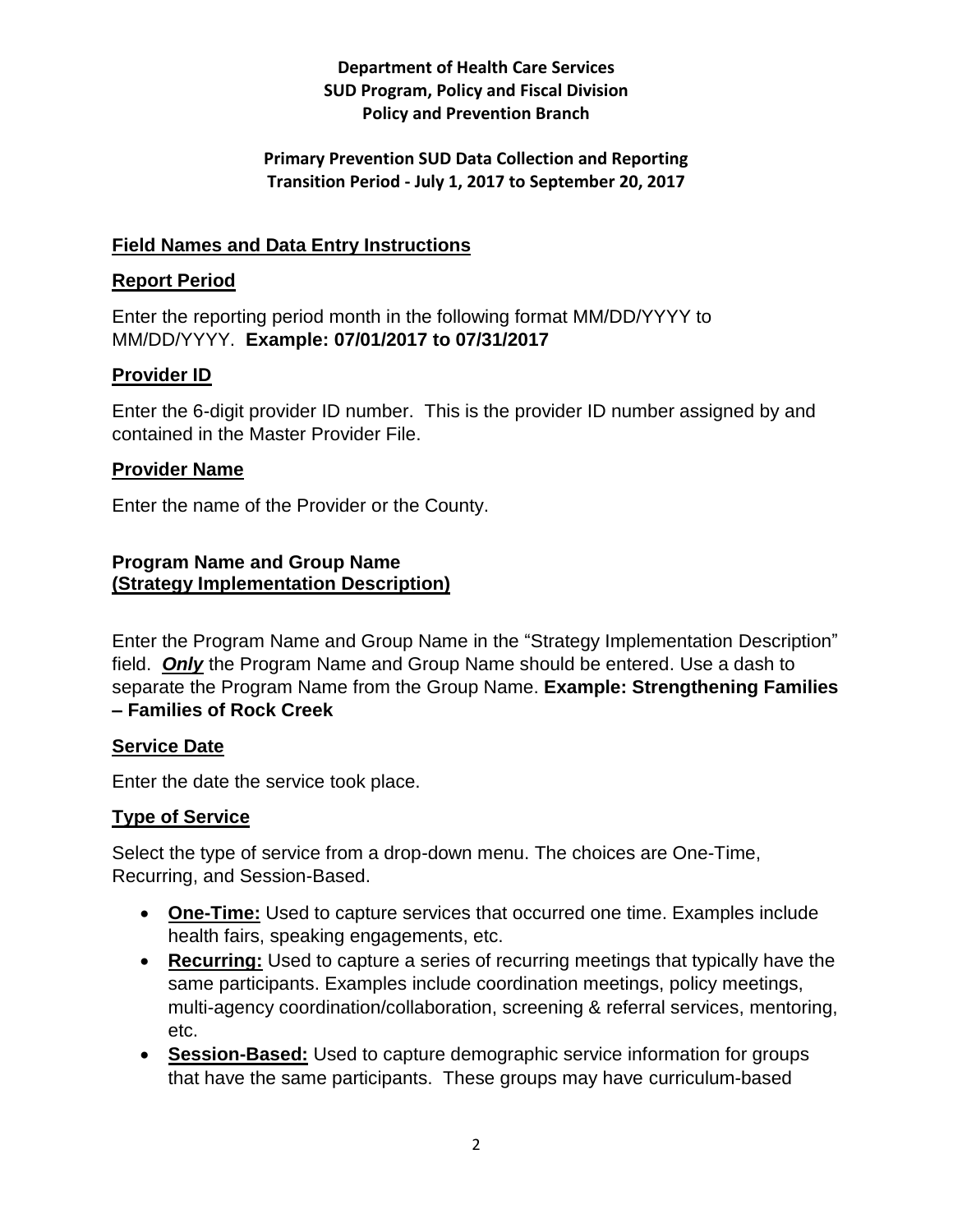**Department of Health Care Services**
**SUD Program, Policy and Fiscal Division**
**Policy and Prevention Branch**

**Primary Prevention SUD Data Collection and Reporting**
**Transition Period - July 1, 2017 to September 20, 2017**

## Field Names and Data Entry Instructions

### Report Period

Enter the reporting period month in the following format MM/DD/YYYY to MM/DD/YYYY. **Example: 07/01/2017 to 07/31/2017**

### Provider ID

Enter the 6-digit provider ID number. This is the provider ID number assigned by and contained in the Master Provider File.

### Provider Name

Enter the name of the Provider or the County.

### Program Name and Group Name (Strategy Implementation Description)

Enter the Program Name and Group Name in the "Strategy Implementation Description" field. ***Only*** the Program Name and Group Name should be entered. Use a dash to separate the Program Name from the Group Name. **Example: Strengthening Families – Families of Rock Creek**

### Service Date

Enter the date the service took place.

### Type of Service

Select the type of service from a drop-down menu. The choices are One-Time, Recurring, and Session-Based.

- **One-Time:** Used to capture services that occurred one time. Examples include health fairs, speaking engagements, etc.
- **Recurring:** Used to capture a series of recurring meetings that typically have the same participants. Examples include coordination meetings, policy meetings, multi-agency coordination/collaboration, screening & referral services, mentoring, etc.
- **Session-Based:** Used to capture demographic service information for groups that have the same participants. These groups may have curriculum-based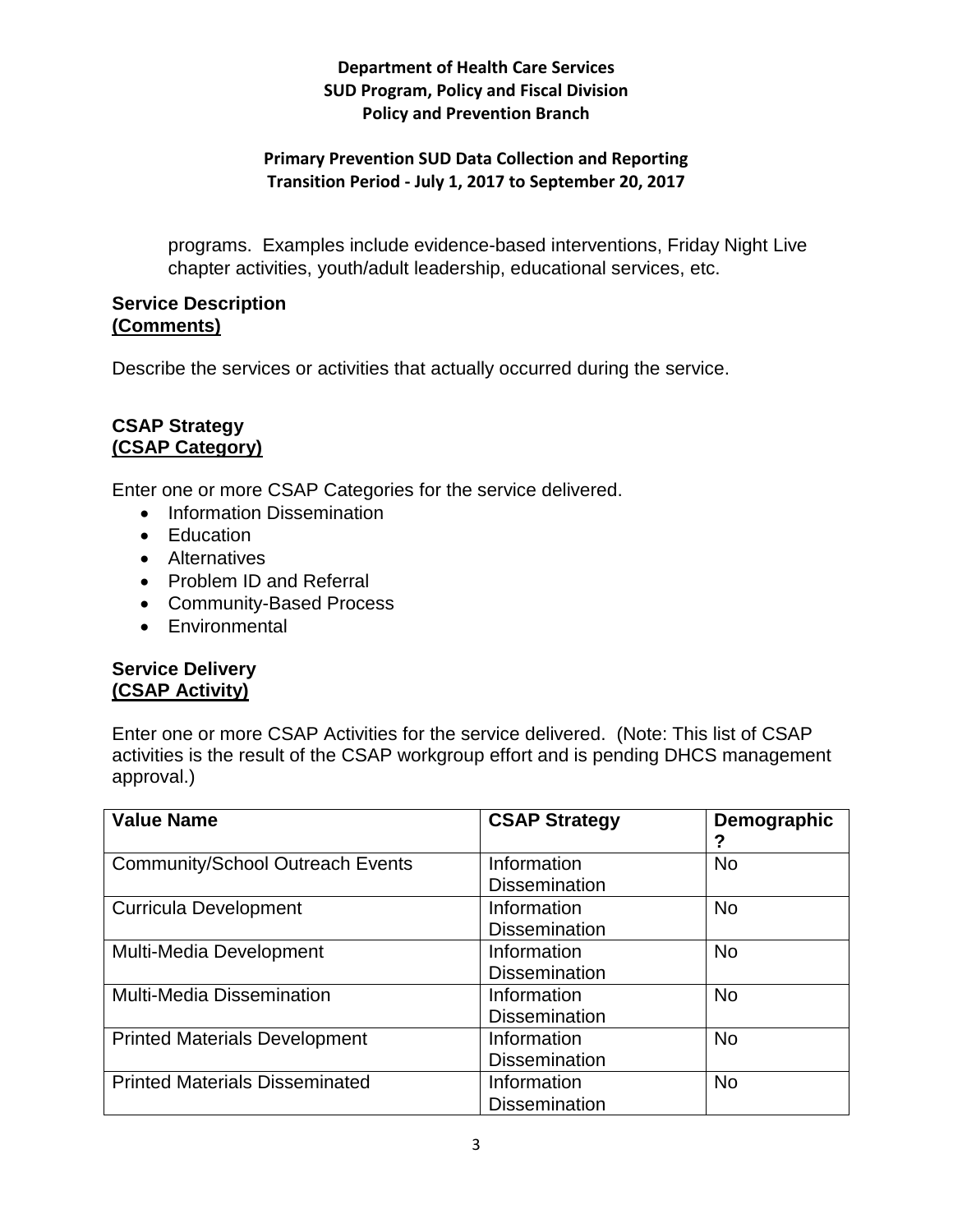programs. Examples include evidence-based interventions, Friday Night Live chapter activities, youth/adult leadership, educational services, etc.

**Service Description**
**(Comments)**

Describe the services or activities that actually occurred during the service.

**CSAP Strategy**
**(CSAP Category)**

Enter one or more CSAP Categories for the service delivered.

- Information Dissemination
- Education
- Alternatives
- Problem ID and Referral
- Community-Based Process
- Environmental

**Service Delivery**
**(CSAP Activity)**

Enter one or more CSAP Activities for the service delivered. (Note: This list of CSAP activities is the result of the CSAP workgroup effort and is pending DHCS management approval.)

| Value Name | CSAP Strategy | Demographic? |
| --- | --- | --- |
| Community/School Outreach Events | Information Dissemination | No |
| Curricula Development | Information Dissemination | No |
| Multi-Media Development | Information Dissemination | No |
| Multi-Media Dissemination | Information Dissemination | No |
| Printed Materials Development | Information Dissemination | No |
| Printed Materials Disseminated | Information Dissemination | No |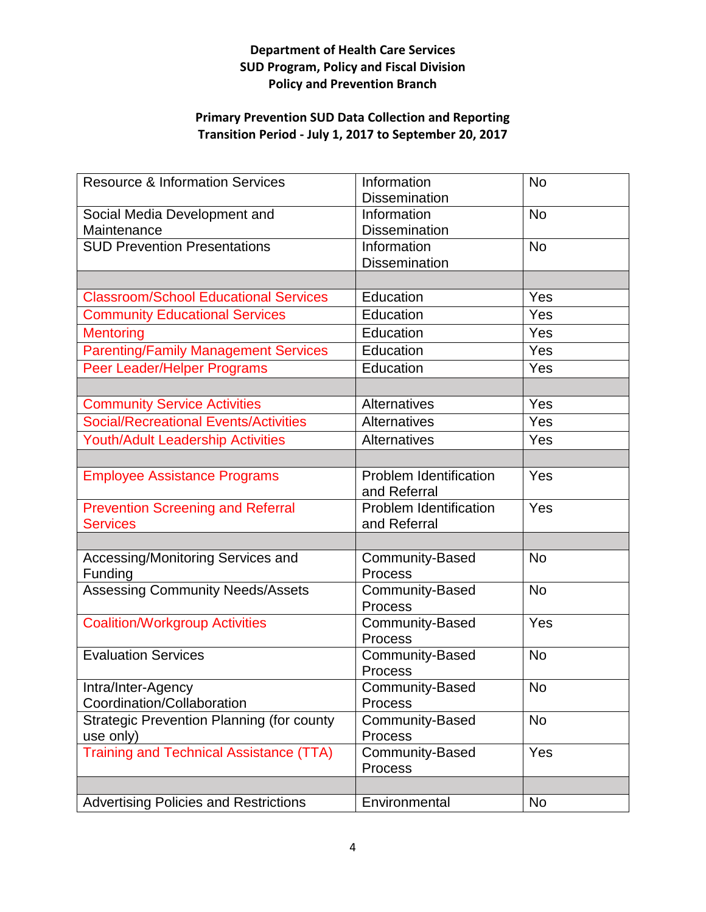**Department of Health Care Services**
**SUD Program, Policy and Fiscal Division**
**Policy and Prevention Branch**

**Primary Prevention SUD Data Collection and Reporting**
**Transition Period - July 1, 2017 to September 20, 2017**

| | | |
|---|---|---|
| Resource & Information Services | Information Dissemination | No |
| Social Media Development and Maintenance | Information Dissemination | No |
| SUD Prevention Presentations | Information Dissemination | No |
| | | |
| Classroom/School Educational Services | Education | Yes |
| Community Educational Services | Education | Yes |
| Mentoring | Education | Yes |
| Parenting/Family Management Services | Education | Yes |
| Peer Leader/Helper Programs | Education | Yes |
| | | |
| Community Service Activities | Alternatives | Yes |
| Social/Recreational Events/Activities | Alternatives | Yes |
| Youth/Adult Leadership Activities | Alternatives | Yes |
| | | |
| Employee Assistance Programs | Problem Identification and Referral | Yes |
| Prevention Screening and Referral Services | Problem Identification and Referral | Yes |
| | | |
| Accessing/Monitoring Services and Funding | Community-Based Process | No |
| Assessing Community Needs/Assets | Community-Based Process | No |
| Coalition/Workgroup Activities | Community-Based Process | Yes |
| Evaluation Services | Community-Based Process | No |
| Intra/Inter-Agency Coordination/Collaboration | Community-Based Process | No |
| Strategic Prevention Planning (for county use only) | Community-Based Process | No |
| Training and Technical Assistance (TTA) | Community-Based Process | Yes |
| | | |
| Advertising Policies and Restrictions | Environmental | No |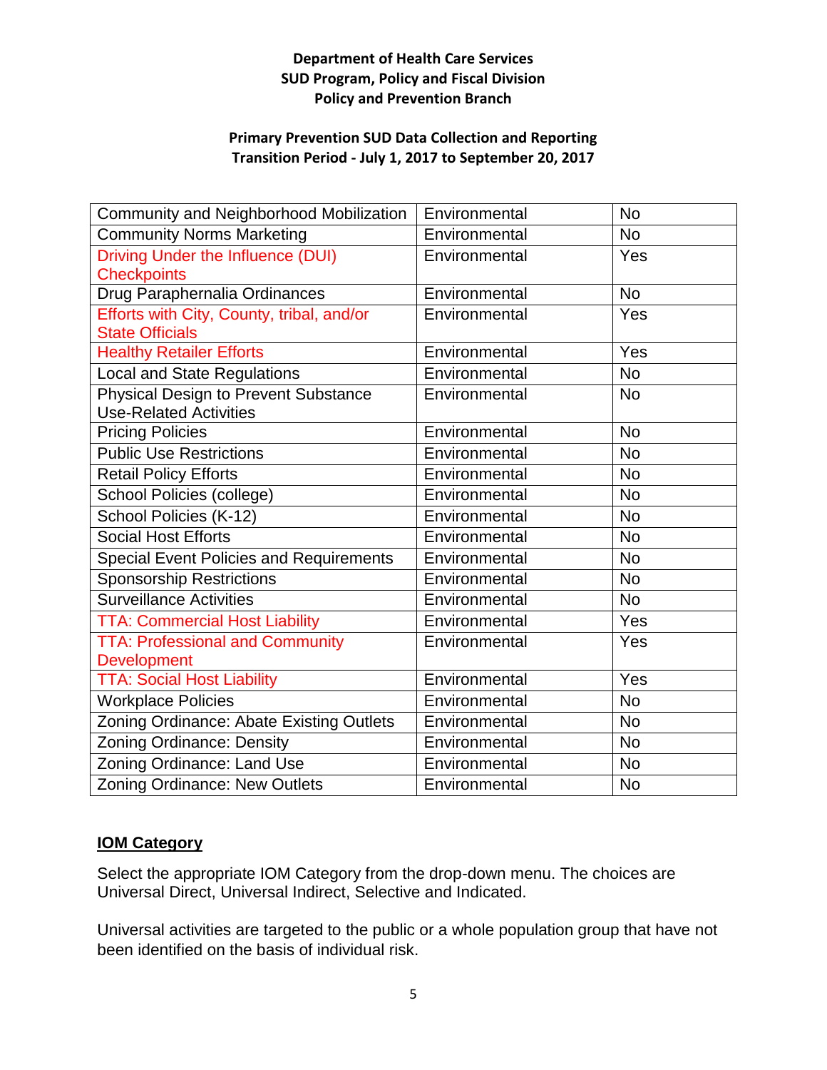**Department of Health Care Services**
**SUD Program, Policy and Fiscal Division**
**Policy and Prevention Branch**

**Primary Prevention SUD Data Collection and Reporting**
**Transition Period - July 1, 2017 to September 20, 2017**

| | | |
|---|---|---|
| Community and Neighborhood Mobilization | Environmental | No |
| Community Norms Marketing | Environmental | No |
| Driving Under the Influence (DUI) Checkpoints | Environmental | Yes |
| Drug Paraphernalia Ordinances | Environmental | No |
| Efforts with City, County, tribal, and/or State Officials | Environmental | Yes |
| Healthy Retailer Efforts | Environmental | Yes |
| Local and State Regulations | Environmental | No |
| Physical Design to Prevent Substance Use-Related Activities | Environmental | No |
| Pricing Policies | Environmental | No |
| Public Use Restrictions | Environmental | No |
| Retail Policy Efforts | Environmental | No |
| School Policies (college) | Environmental | No |
| School Policies (K-12) | Environmental | No |
| Social Host Efforts | Environmental | No |
| Special Event Policies and Requirements | Environmental | No |
| Sponsorship Restrictions | Environmental | No |
| Surveillance Activities | Environmental | No |
| TTA: Commercial Host Liability | Environmental | Yes |
| TTA: Professional and Community Development | Environmental | Yes |
| TTA: Social Host Liability | Environmental | Yes |
| Workplace Policies | Environmental | No |
| Zoning Ordinance: Abate Existing Outlets | Environmental | No |
| Zoning Ordinance: Density | Environmental | No |
| Zoning Ordinance: Land Use | Environmental | No |
| Zoning Ordinance: New Outlets | Environmental | No |

**IOM Category**

Select the appropriate IOM Category from the drop-down menu. The choices are Universal Direct, Universal Indirect, Selective and Indicated.

Universal activities are targeted to the public or a whole population group that have not been identified on the basis of individual risk.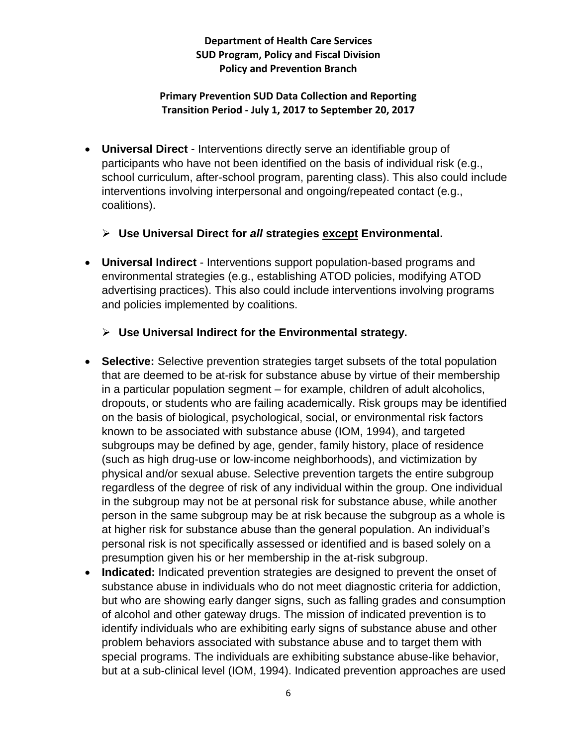- **Universal Direct** - Interventions directly serve an identifiable group of participants who have not been identified on the basis of individual risk (e.g., school curriculum, after-school program, parenting class). This also could include interventions involving interpersonal and ongoing/repeated contact (e.g., coalitions).

  - **Use Universal Direct for *all* strategies <u>except</u> Environmental.**

- **Universal Indirect** - Interventions support population-based programs and environmental strategies (e.g., establishing ATOD policies, modifying ATOD advertising practices). This also could include interventions involving programs and policies implemented by coalitions.

  - **Use Universal Indirect for the Environmental strategy.**

- **Selective:** Selective prevention strategies target subsets of the total population that are deemed to be at-risk for substance abuse by virtue of their membership in a particular population segment – for example, children of adult alcoholics, dropouts, or students who are failing academically. Risk groups may be identified on the basis of biological, psychological, social, or environmental risk factors known to be associated with substance abuse (IOM, 1994), and targeted subgroups may be defined by age, gender, family history, place of residence (such as high drug-use or low-income neighborhoods), and victimization by physical and/or sexual abuse. Selective prevention targets the entire subgroup regardless of the degree of risk of any individual within the group. One individual in the subgroup may not be at personal risk for substance abuse, while another person in the same subgroup may be at risk because the subgroup as a whole is at higher risk for substance abuse than the general population. An individual's personal risk is not specifically assessed or identified and is based solely on a presumption given his or her membership in the at-risk subgroup.
- **Indicated:** Indicated prevention strategies are designed to prevent the onset of substance abuse in individuals who do not meet diagnostic criteria for addiction, but who are showing early danger signs, such as falling grades and consumption of alcohol and other gateway drugs. The mission of indicated prevention is to identify individuals who are exhibiting early signs of substance abuse and other problem behaviors associated with substance abuse and to target them with special programs. The individuals are exhibiting substance abuse-like behavior, but at a sub-clinical level (IOM, 1994). Indicated prevention approaches are used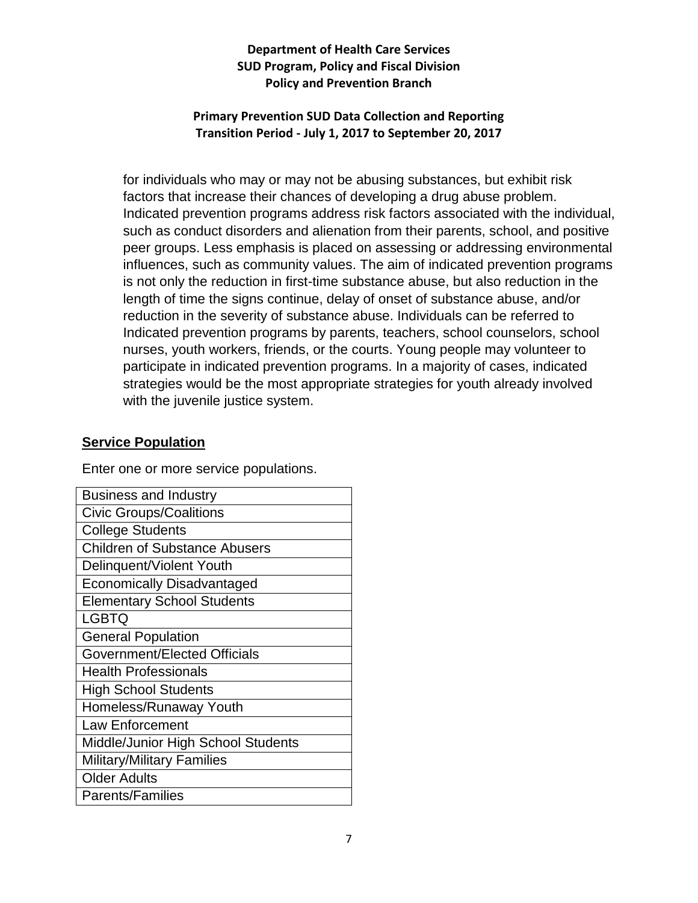for individuals who may or may not be abusing substances, but exhibit risk factors that increase their chances of developing a drug abuse problem. Indicated prevention programs address risk factors associated with the individual, such as conduct disorders and alienation from their parents, school, and positive peer groups. Less emphasis is placed on assessing or addressing environmental influences, such as community values. The aim of indicated prevention programs is not only the reduction in first-time substance abuse, but also reduction in the length of time the signs continue, delay of onset of substance abuse, and/or reduction in the severity of substance abuse. Individuals can be referred to Indicated prevention programs by parents, teachers, school counselors, school nurses, youth workers, friends, or the courts. Young people may volunteer to participate in indicated prevention programs. In a majority of cases, indicated strategies would be the most appropriate strategies for youth already involved with the juvenile justice system.

## Service Population

Enter one or more service populations.

| Service Population |
|---|
| Business and Industry |
| Civic Groups/Coalitions |
| College Students |
| Children of Substance Abusers |
| Delinquent/Violent Youth |
| Economically Disadvantaged |
| Elementary School Students |
| LGBTQ |
| General Population |
| Government/Elected Officials |
| Health Professionals |
| High School Students |
| Homeless/Runaway Youth |
| Law Enforcement |
| Middle/Junior High School Students |
| Military/Military Families |
| Older Adults |
| Parents/Families |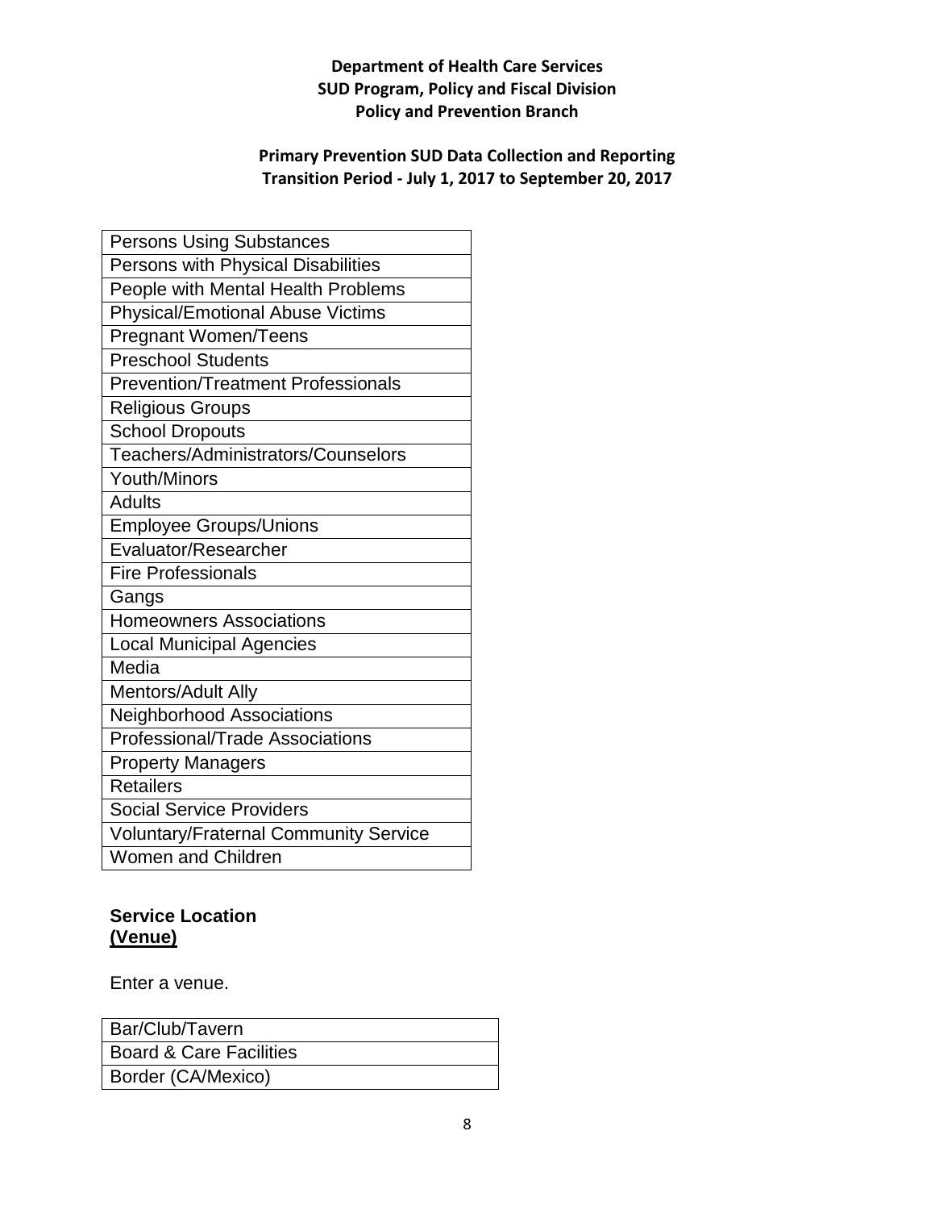**Department of Health Care Services**
**SUD Program, Policy and Fiscal Division**
**Policy and Prevention Branch**

**Primary Prevention SUD Data Collection and Reporting**
**Transition Period - July 1, 2017 to September 20, 2017**

| Persons Using Substances |
|---|
| Persons with Physical Disabilities |
| People with Mental Health Problems |
| Physical/Emotional Abuse Victims |
| Pregnant Women/Teens |
| Preschool Students |
| Prevention/Treatment Professionals |
| Religious Groups |
| School Dropouts |
| Teachers/Administrators/Counselors |
| Youth/Minors |
| Adults |
| Employee Groups/Unions |
| Evaluator/Researcher |
| Fire Professionals |
| Gangs |
| Homeowners Associations |
| Local Municipal Agencies |
| Media |
| Mentors/Adult Ally |
| Neighborhood Associations |
| Professional/Trade Associations |
| Property Managers |
| Retailers |
| Social Service Providers |
| Voluntary/Fraternal Community Service |
| Women and Children |

**Service Location**
**(Venue)**

Enter a venue.

| Bar/Club/Tavern |
|---|
| Board & Care Facilities |
| Border (CA/Mexico) |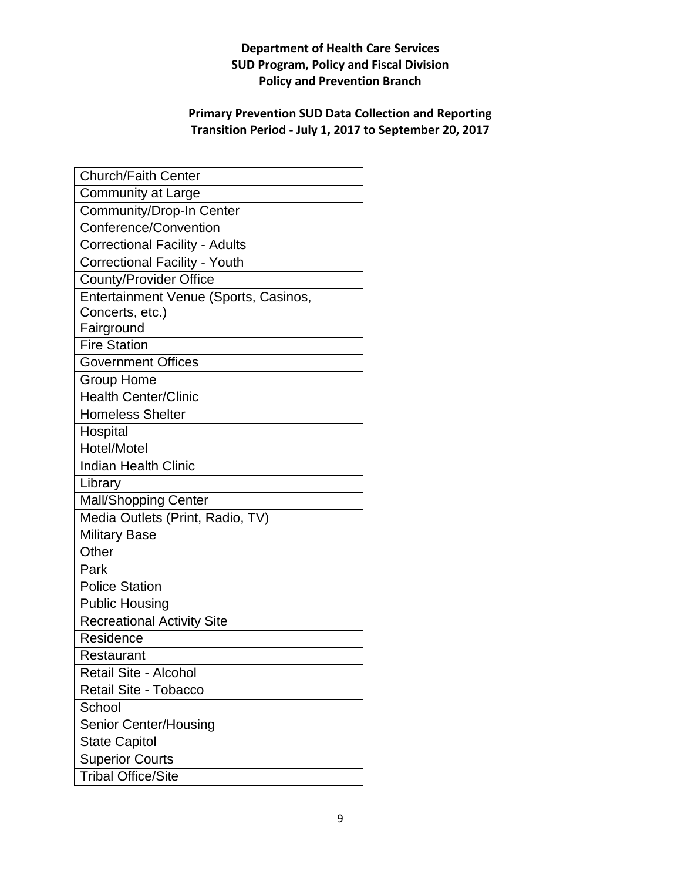**Department of Health Care Services**
**SUD Program, Policy and Fiscal Division**
**Policy and Prevention Branch**

**Primary Prevention SUD Data Collection and Reporting**
**Transition Period - July 1, 2017 to September 20, 2017**

| Church/Faith Center |
|---|
| Community at Large |
| Community/Drop-In Center |
| Conference/Convention |
| Correctional Facility - Adults |
| Correctional Facility - Youth |
| County/Provider Office |
| Entertainment Venue (Sports, Casinos, Concerts, etc.) |
| Fairground |
| Fire Station |
| Government Offices |
| Group Home |
| Health Center/Clinic |
| Homeless Shelter |
| Hospital |
| Hotel/Motel |
| Indian Health Clinic |
| Library |
| Mall/Shopping Center |
| Media Outlets (Print, Radio, TV) |
| Military Base |
| Other |
| Park |
| Police Station |
| Public Housing |
| Recreational Activity Site |
| Residence |
| Restaurant |
| Retail Site - Alcohol |
| Retail Site - Tobacco |
| School |
| Senior Center/Housing |
| State Capitol |
| Superior Courts |
| Tribal Office/Site |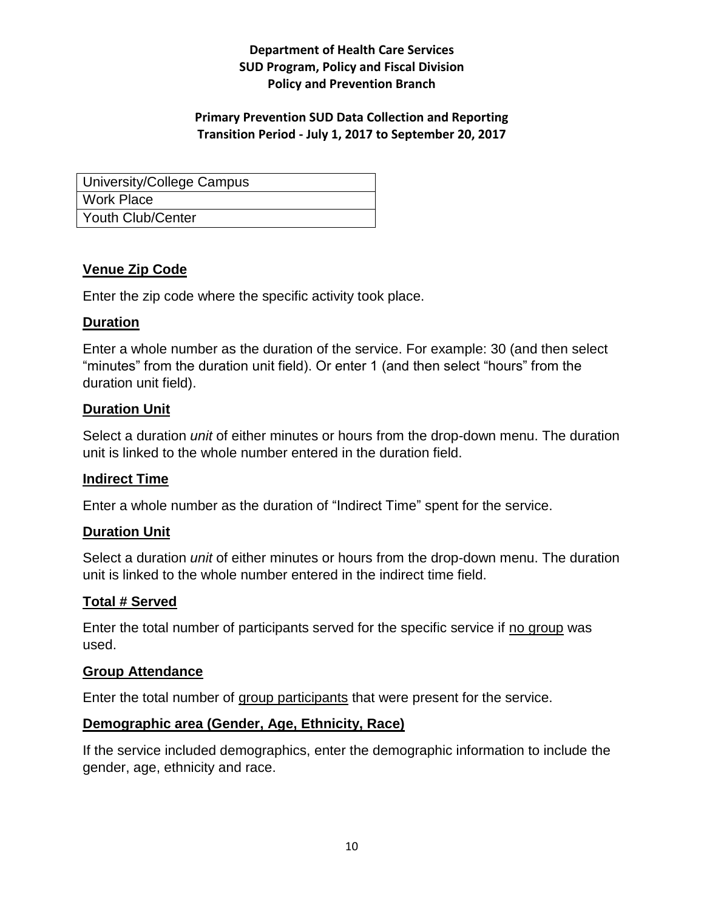| |
|---|
| University/College Campus |
| Work Place |
| Youth Club/Center |

**Venue Zip Code**

Enter the zip code where the specific activity took place.

**Duration**

Enter a whole number as the duration of the service. For example: 30 (and then select “minutes” from the duration unit field). Or enter 1 (and then select “hours” from the duration unit field).

**Duration Unit**

Select a duration *unit* of either minutes or hours from the drop-down menu. The duration unit is linked to the whole number entered in the duration field.

**Indirect Time**

Enter a whole number as the duration of “Indirect Time” spent for the service.

**Duration Unit**

Select a duration *unit* of either minutes or hours from the drop-down menu. The duration unit is linked to the whole number entered in the indirect time field.

**Total # Served**

Enter the total number of participants served for the specific service if no group was used.

**Group Attendance**

Enter the total number of group participants that were present for the service.

**Demographic area (Gender, Age, Ethnicity, Race)**

If the service included demographics, enter the demographic information to include the gender, age, ethnicity and race.